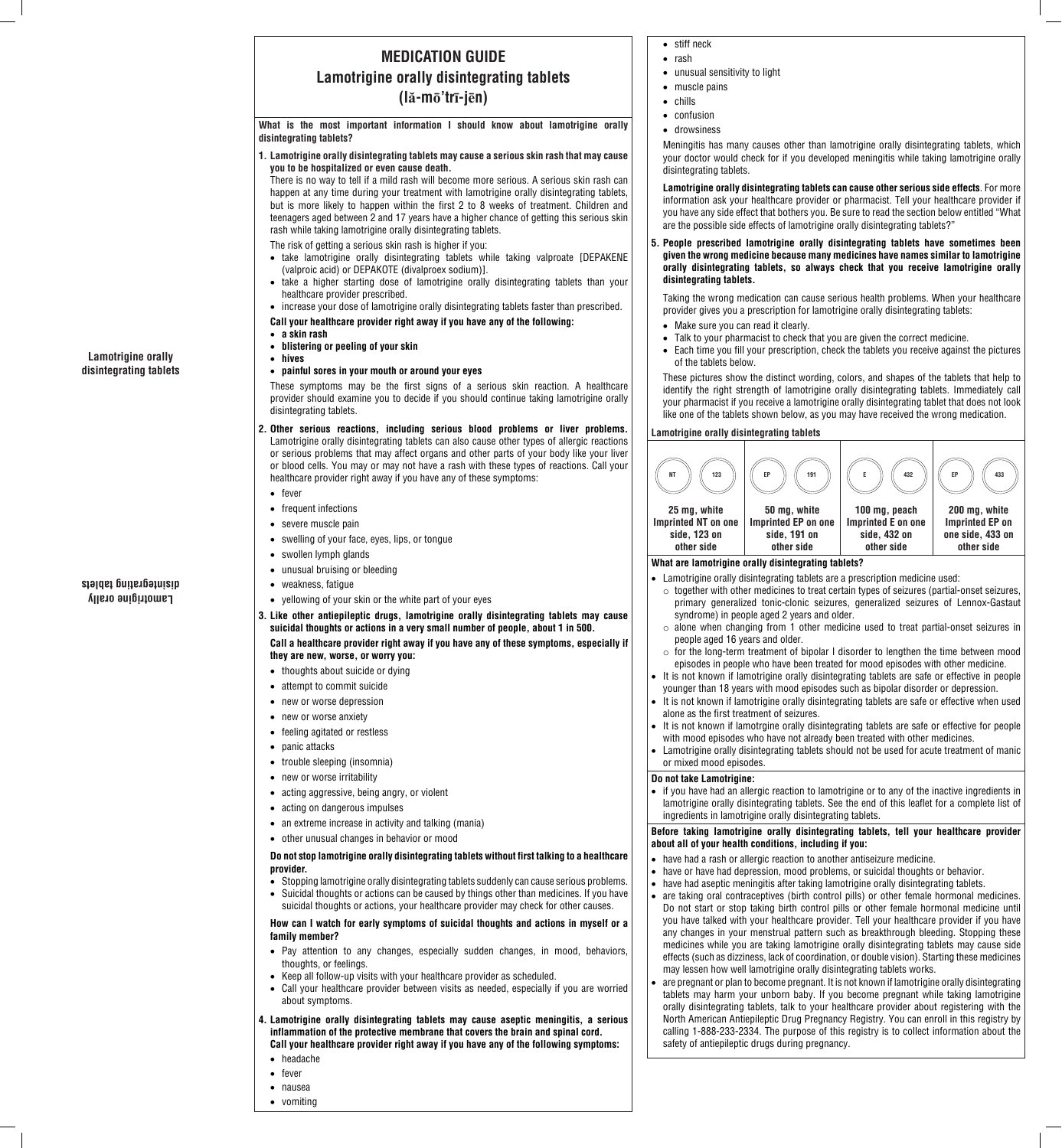# MEDICATION GUIDE
## Lamotrigine orally disintegrating tablets
## (lă-mō'trī-jēn)

**What is the most important information I should know about lamotrigine orally disintegrating tablets?**

**1. Lamotrigine orally disintegrating tablets may cause a serious skin rash that may cause you to be hospitalized or even cause death.**

There is no way to tell if a mild rash will become more serious. A serious skin rash can happen at any time during your treatment with lamotrigine orally disintegrating tablets, but is more likely to happen within the first 2 to 8 weeks of treatment. Children and teenagers aged between 2 and 17 years have a higher chance of getting this serious skin rash while taking lamotrigine orally disintegrating tablets.

The risk of getting a serious skin rash is higher if you:

- take lamotrigine orally disintegrating tablets while taking valproate [DEPAKENE (valproic acid) or DEPAKOTE (divalproex sodium)].
- take a higher starting dose of lamotrigine orally disintegrating tablets than your healthcare provider prescribed.
- increase your dose of lamotrigine orally disintegrating tablets faster than prescribed.

**Call your healthcare provider right away if you have any of the following:**

- **a skin rash**
- **blistering or peeling of your skin**
- **hives**
- **painful sores in your mouth or around your eyes**

These symptoms may be the first signs of a serious skin reaction. A healthcare provider should examine you to decide if you should continue taking lamotrigine orally disintegrating tablets.

**2. Other serious reactions, including serious blood problems or liver problems.** Lamotrigine orally disintegrating tablets can also cause other types of allergic reactions or serious problems that may affect organs and other parts of your body like your liver or blood cells. You may or may not have a rash with these types of reactions. Call your healthcare provider right away if you have any of these symptoms:

- fever
- frequent infections
- severe muscle pain
- swelling of your face, eyes, lips, or tongue
- swollen lymph glands
- unusual bruising or bleeding
- weakness, fatigue
- yellowing of your skin or the white part of your eyes

**3. Like other antiepileptic drugs, lamotrigine orally disintegrating tablets may cause suicidal thoughts or actions in a very small number of people, about 1 in 500.**

**Call a healthcare provider right away if you have any of these symptoms, especially if they are new, worse, or worry you:**

- thoughts about suicide or dying
- attempt to commit suicide
- new or worse depression
- new or worse anxiety
- feeling agitated or restless
- panic attacks
- trouble sleeping (insomnia)
- new or worse irritability
- acting aggressive, being angry, or violent
- acting on dangerous impulses
- an extreme increase in activity and talking (mania)
- other unusual changes in behavior or mood

**Do not stop lamotrigine orally disintegrating tablets without first talking to a healthcare provider.**

- Stopping lamotrigine orally disintegrating tablets suddenly can cause serious problems.
- Suicidal thoughts or actions can be caused by things other than medicines. If you have suicidal thoughts or actions, your healthcare provider may check for other causes.

**How can I watch for early symptoms of suicidal thoughts and actions in myself or a family member?**

- Pay attention to any changes, especially sudden changes, in mood, behaviors, thoughts, or feelings.
- Keep all follow-up visits with your healthcare provider as scheduled.
- Call your healthcare provider between visits as needed, especially if you are worried about symptoms.

**4. Lamotrigine orally disintegrating tablets may cause aseptic meningitis, a serious inflammation of the protective membrane that covers the brain and spinal cord.**
**Call your healthcare provider right away if you have any of the following symptoms:**

- headache
- fever
- nausea
- vomiting
- stiff neck
- rash
- unusual sensitivity to light
- muscle pains
- chills
- confusion
- drowsiness

Meningitis has many causes other than lamotrigine orally disintegrating tablets, which your doctor would check for if you developed meningitis while taking lamotrigine orally disintegrating tablets.

**Lamotrigine orally disintegrating tablets can cause other serious side effects**. For more information ask your healthcare provider or pharmacist. Tell your healthcare provider if you have any side effect that bothers you. Be sure to read the section below entitled "What are the possible side effects of lamotrigine orally disintegrating tablets?"

**5. People prescribed lamotrigine orally disintegrating tablets have sometimes been given the wrong medicine because many medicines have names similar to lamotrigine orally disintegrating tablets, so always check that you receive lamotrigine orally disintegrating tablets.**

Taking the wrong medication can cause serious health problems. When your healthcare provider gives you a prescription for lamotrigine orally disintegrating tablets:

- Make sure you can read it clearly.
- Talk to your pharmacist to check that you are given the correct medicine.
- Each time you fill your prescription, check the tablets you receive against the pictures of the tablets below.

These pictures show the distinct wording, colors, and shapes of the tablets that help to identify the right strength of lamotrigine orally disintegrating tablets. Immediately call your pharmacist if you receive a lamotrigine orally disintegrating tablet that does not look like one of the tablets shown below, as you may have received the wrong medication.

**Lamotrigine orally disintegrating tablets**

| NT / 123 | EP / 191 | E / 432 | EP / 433 |
|---|---|---|---|
| **25 mg, white Imprinted NT on one side, 123 on other side** | **50 mg, white Imprinted EP on one side, 191 on other side** | **100 mg, peach Imprinted E on one side, 432 on other side** | **200 mg, white Imprinted EP on one side, 433 on other side** |

**What are lamotrigine orally disintegrating tablets?**

- Lamotrigine orally disintegrating tablets are a prescription medicine used:
  - together with other medicines to treat certain types of seizures (partial-onset seizures, primary generalized tonic-clonic seizures, generalized seizures of Lennox-Gastaut syndrome) in people aged 2 years and older.
  - alone when changing from 1 other medicine used to treat partial-onset seizures in people aged 16 years and older.
  - for the long-term treatment of bipolar I disorder to lengthen the time between mood episodes in people who have been treated for mood episodes with other medicine.
- It is not known if lamotrigine orally disintegrating tablets are safe or effective in people younger than 18 years with mood episodes such as bipolar disorder or depression.
- It is not known if lamotrigine orally disintegrating tablets are safe or effective when used alone as the first treatment of seizures.
- It is not known if lamotrgine orally disintegrating tablets are safe or effective for people with mood episodes who have not already been treated with other medicines.
- Lamotrigine orally disintegrating tablets should not be used for acute treatment of manic or mixed mood episodes.

**Do not take Lamotrigine:**

- if you have had an allergic reaction to lamotrigine or to any of the inactive ingredients in lamotrigine orally disintegrating tablets. See the end of this leaflet for a complete list of ingredients in lamotrigine orally disintegrating tablets.

**Before taking lamotrigine orally disintegrating tablets, tell your healthcare provider about all of your health conditions, including if you:**

- have had a rash or allergic reaction to another antiseizure medicine.
- have or have had depression, mood problems, or suicidal thoughts or behavior.
- have had aseptic meningitis after taking lamotrigine orally disintegrating tablets.
- are taking oral contraceptives (birth control pills) or other female hormonal medicines. Do not start or stop taking birth control pills or other female hormonal medicine until you have talked with your healthcare provider. Tell your healthcare provider if you have any changes in your menstrual pattern such as breakthrough bleeding. Stopping these medicines while you are taking lamotrigine orally disintegrating tablets may cause side effects (such as dizziness, lack of coordination, or double vision). Starting these medicines may lessen how well lamotrigine orally disintegrating tablets works.
- are pregnant or plan to become pregnant. It is not known if lamotrigine orally disintegrating tablets may harm your unborn baby. If you become pregnant while taking lamotrigine orally disintegrating tablets, talk to your healthcare provider about registering with the North American Antiepileptic Drug Pregnancy Registry. You can enroll in this registry by calling 1-888-233-2334. The purpose of this registry is to collect information about the safety of antiepileptic drugs during pregnancy.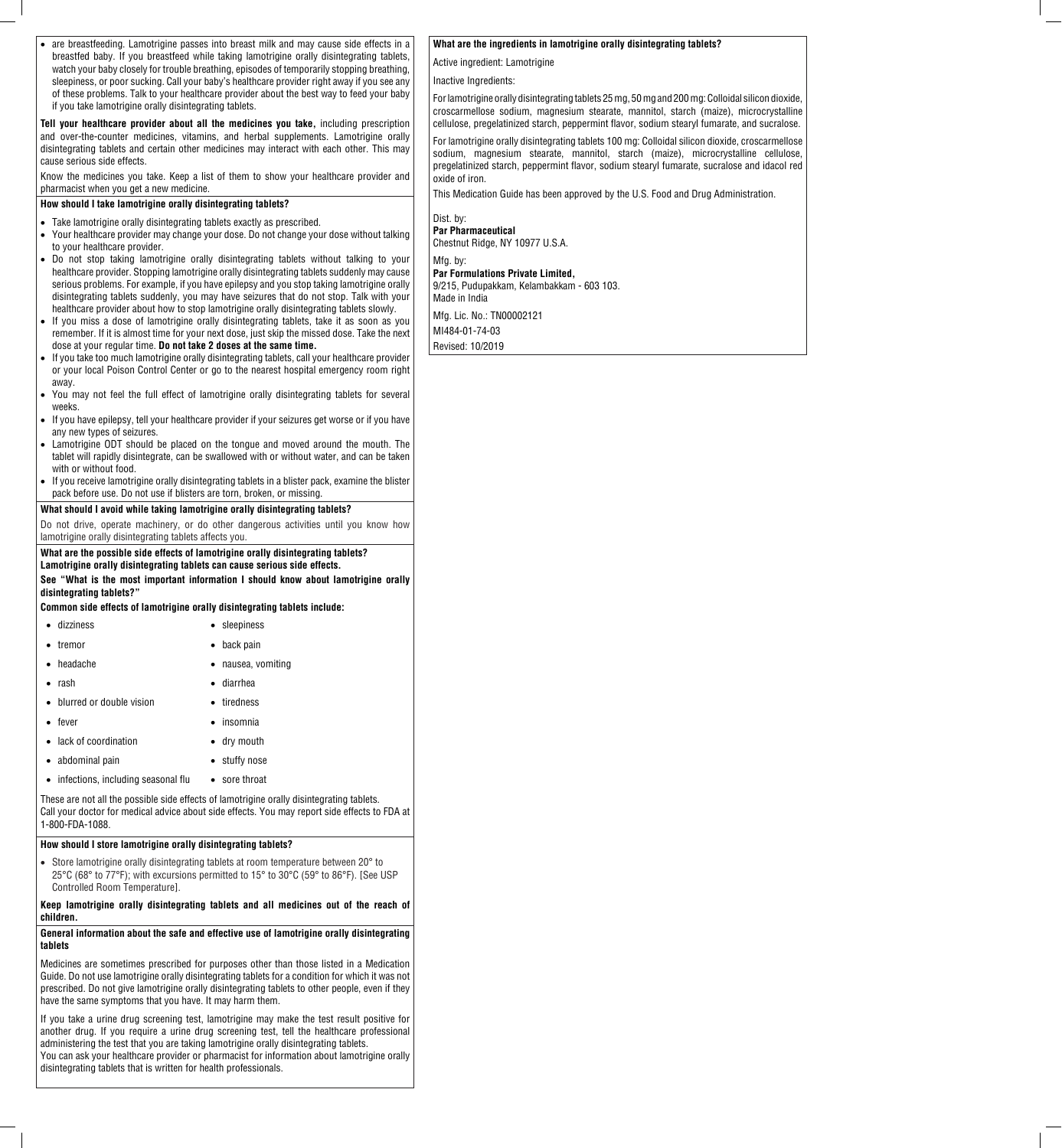- are breastfeeding. Lamotrigine passes into breast milk and may cause side effects in a breastfed baby. If you breastfeed while taking lamotrigine orally disintegrating tablets, watch your baby closely for trouble breathing, episodes of temporarily stopping breathing, sleepiness, or poor sucking. Call your baby's healthcare provider right away if you see any of these problems. Talk to your healthcare provider about the best way to feed your baby if you take lamotrigine orally disintegrating tablets.

**Tell your healthcare provider about all the medicines you take,** including prescription and over-the-counter medicines, vitamins, and herbal supplements. Lamotrigine orally disintegrating tablets and certain other medicines may interact with each other. This may cause serious side effects.

Know the medicines you take. Keep a list of them to show your healthcare provider and pharmacist when you get a new medicine.

**How should I take lamotrigine orally disintegrating tablets?**

- Take lamotrigine orally disintegrating tablets exactly as prescribed.
- Your healthcare provider may change your dose. Do not change your dose without talking to your healthcare provider.
- Do not stop taking lamotrigine orally disintegrating tablets without talking to your healthcare provider. Stopping lamotrigine orally disintegrating tablets suddenly may cause serious problems. For example, if you have epilepsy and you stop taking lamotrigine orally disintegrating tablets suddenly, you may have seizures that do not stop. Talk with your healthcare provider about how to stop lamotrigine orally disintegrating tablets slowly.
- If you miss a dose of lamotrigine orally disintegrating tablets, take it as soon as you remember. If it is almost time for your next dose, just skip the missed dose. Take the next dose at your regular time. **Do not take 2 doses at the same time.**
- If you take too much lamotrigine orally disintegrating tablets, call your healthcare provider or your local Poison Control Center or go to the nearest hospital emergency room right away.
- You may not feel the full effect of lamotrigine orally disintegrating tablets for several weeks.
- If you have epilepsy, tell your healthcare provider if your seizures get worse or if you have any new types of seizures.
- Lamotrigine ODT should be placed on the tongue and moved around the mouth. The tablet will rapidly disintegrate, can be swallowed with or without water, and can be taken with or without food.
- If you receive lamotrigine orally disintegrating tablets in a blister pack, examine the blister pack before use. Do not use if blisters are torn, broken, or missing.

**What should I avoid while taking lamotrigine orally disintegrating tablets?**

Do not drive, operate machinery, or do other dangerous activities until you know how lamotrigine orally disintegrating tablets affects you.

**What are the possible side effects of lamotrigine orally disintegrating tablets?**
**Lamotrigine orally disintegrating tablets can cause serious side effects.**

**See "What is the most important information I should know about lamotrigine orally disintegrating tablets?"**

**Common side effects of lamotrigine orally disintegrating tablets include:**

- dizziness
- tremor
- headache
- rash
- blurred or double vision
- fever
- lack of coordination
- abdominal pain
- infections, including seasonal flu
- sleepiness
- back pain
- nausea, vomiting
- diarrhea
- tiredness
- insomnia
- dry mouth
- stuffy nose
- sore throat

These are not all the possible side effects of lamotrigine orally disintegrating tablets.
Call your doctor for medical advice about side effects. You may report side effects to FDA at 1-800-FDA-1088.

**How should I store lamotrigine orally disintegrating tablets?**

- Store lamotrigine orally disintegrating tablets at room temperature between 20° to 25°C (68° to 77°F); with excursions permitted to 15° to 30°C (59° to 86°F). [See USP Controlled Room Temperature].

**Keep lamotrigine orally disintegrating tablets and all medicines out of the reach of children.**

**General information about the safe and effective use of lamotrigine orally disintegrating tablets**

Medicines are sometimes prescribed for purposes other than those listed in a Medication Guide. Do not use lamotrigine orally disintegrating tablets for a condition for which it was not prescribed. Do not give lamotrigine orally disintegrating tablets to other people, even if they have the same symptoms that you have. It may harm them.

If you take a urine drug screening test, lamotrigine may make the test result positive for another drug. If you require a urine drug screening test, tell the healthcare professional administering the test that you are taking lamotrigine orally disintegrating tablets.
You can ask your healthcare provider or pharmacist for information about lamotrigine orally disintegrating tablets that is written for health professionals.

**What are the ingredients in lamotrigine orally disintegrating tablets?**

Active ingredient: Lamotrigine

Inactive Ingredients:

For lamotrigine orally disintegrating tablets 25 mg, 50 mg and 200 mg: Colloidal silicon dioxide, croscarmellose sodium, magnesium stearate, mannitol, starch (maize), microcrystalline cellulose, pregelatinized starch, peppermint flavor, sodium stearyl fumarate, and sucralose.

For lamotrigine orally disintegrating tablets 100 mg: Colloidal silicon dioxide, croscarmellose sodium, magnesium stearate, mannitol, starch (maize), microcrystalline cellulose, pregelatinized starch, peppermint flavor, sodium stearyl fumarate, sucralose and idacol red oxide of iron.

This Medication Guide has been approved by the U.S. Food and Drug Administration.

Dist. by:
**Par Pharmaceutical**
Chestnut Ridge, NY 10977 U.S.A.

Mfg. by:
**Par Formulations Private Limited,**
9/215, Pudupakkam, Kelambakkam - 603 103.
Made in India

Mfg. Lic. No.: TN00002121

MI484-01-74-03

Revised: 10/2019